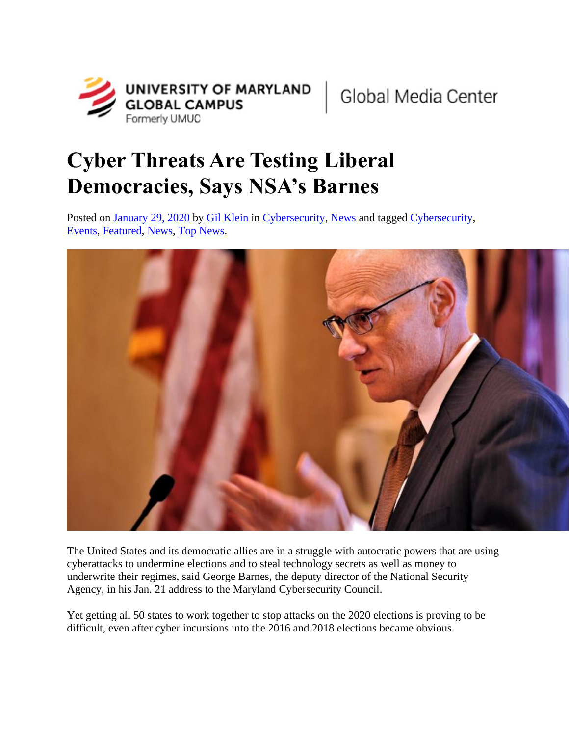UNIVERSITY OF MARYLAND GLOBAL CAMPUS
Formerly UMUC | Global Media Center

# Cyber Threats Are Testing Liberal Democracies, Says NSA's Barnes

Posted on January 29, 2020 by Gil Klein in Cybersecurity, News and tagged Cybersecurity, Events, Featured, News, Top News.

The United States and its democratic allies are in a struggle with autocratic powers that are using cyberattacks to undermine elections and to steal technology secrets as well as money to underwrite their regimes, said George Barnes, the deputy director of the National Security Agency, in his Jan. 21 address to the Maryland Cybersecurity Council.

Yet getting all 50 states to work together to stop attacks on the 2020 elections is proving to be difficult, even after cyber incursions into the 2016 and 2018 elections became obvious.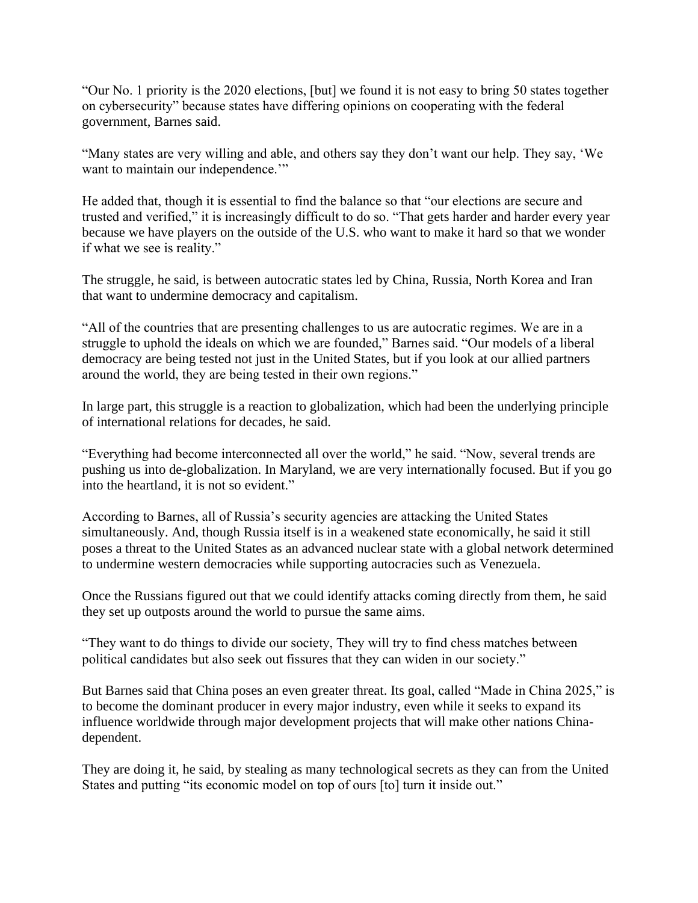"Our No. 1 priority is the 2020 elections, [but] we found it is not easy to bring 50 states together on cybersecurity" because states have differing opinions on cooperating with the federal government, Barnes said.

"Many states are very willing and able, and others say they don't want our help. They say, 'We want to maintain our independence.'"

He added that, though it is essential to find the balance so that "our elections are secure and trusted and verified," it is increasingly difficult to do so. "That gets harder and harder every year because we have players on the outside of the U.S. who want to make it hard so that we wonder if what we see is reality."

The struggle, he said, is between autocratic states led by China, Russia, North Korea and Iran that want to undermine democracy and capitalism.

"All of the countries that are presenting challenges to us are autocratic regimes. We are in a struggle to uphold the ideals on which we are founded," Barnes said. "Our models of a liberal democracy are being tested not just in the United States, but if you look at our allied partners around the world, they are being tested in their own regions."

In large part, this struggle is a reaction to globalization, which had been the underlying principle of international relations for decades, he said.

"Everything had become interconnected all over the world," he said. "Now, several trends are pushing us into de-globalization. In Maryland, we are very internationally focused. But if you go into the heartland, it is not so evident."

According to Barnes, all of Russia's security agencies are attacking the United States simultaneously. And, though Russia itself is in a weakened state economically, he said it still poses a threat to the United States as an advanced nuclear state with a global network determined to undermine western democracies while supporting autocracies such as Venezuela.

Once the Russians figured out that we could identify attacks coming directly from them, he said they set up outposts around the world to pursue the same aims.

"They want to do things to divide our society, They will try to find chess matches between political candidates but also seek out fissures that they can widen in our society."

But Barnes said that China poses an even greater threat. Its goal, called "Made in China 2025," is to become the dominant producer in every major industry, even while it seeks to expand its influence worldwide through major development projects that will make other nations China-dependent.

They are doing it, he said, by stealing as many technological secrets as they can from the United States and putting "its economic model on top of ours [to] turn it inside out."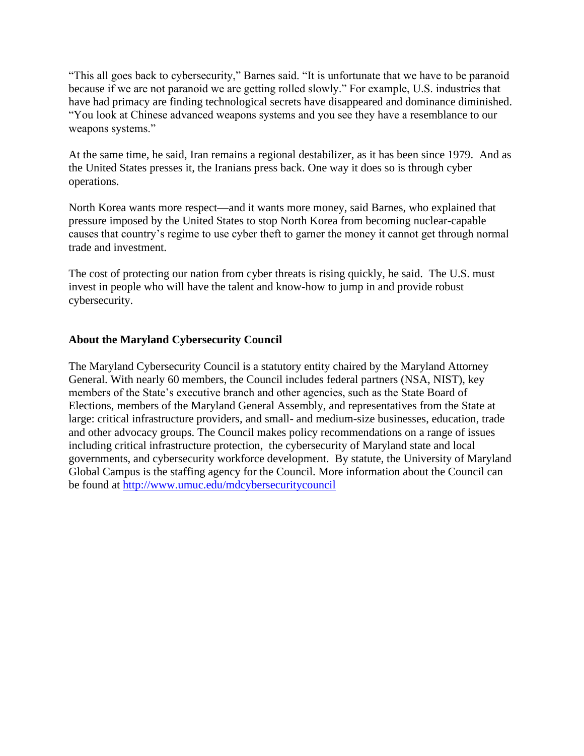"This all goes back to cybersecurity," Barnes said. "It is unfortunate that we have to be paranoid because if we are not paranoid we are getting rolled slowly." For example, U.S. industries that have had primacy are finding technological secrets have disappeared and dominance diminished. "You look at Chinese advanced weapons systems and you see they have a resemblance to our weapons systems."

At the same time, he said, Iran remains a regional destabilizer, as it has been since 1979. And as the United States presses it, the Iranians press back. One way it does so is through cyber operations.

North Korea wants more respect—and it wants more money, said Barnes, who explained that pressure imposed by the United States to stop North Korea from becoming nuclear-capable causes that country's regime to use cyber theft to garner the money it cannot get through normal trade and investment.

The cost of protecting our nation from cyber threats is rising quickly, he said. The U.S. must invest in people who will have the talent and know-how to jump in and provide robust cybersecurity.

**About the Maryland Cybersecurity Council**

The Maryland Cybersecurity Council is a statutory entity chaired by the Maryland Attorney General. With nearly 60 members, the Council includes federal partners (NSA, NIST), key members of the State's executive branch and other agencies, such as the State Board of Elections, members of the Maryland General Assembly, and representatives from the State at large: critical infrastructure providers, and small- and medium-size businesses, education, trade and other advocacy groups. The Council makes policy recommendations on a range of issues including critical infrastructure protection, the cybersecurity of Maryland state and local governments, and cybersecurity workforce development. By statute, the University of Maryland Global Campus is the staffing agency for the Council. More information about the Council can be found at [http://www.umuc.edu/mdcybersecuritycouncil](http://www.umuc.edu/mdcybersecuritycouncil)